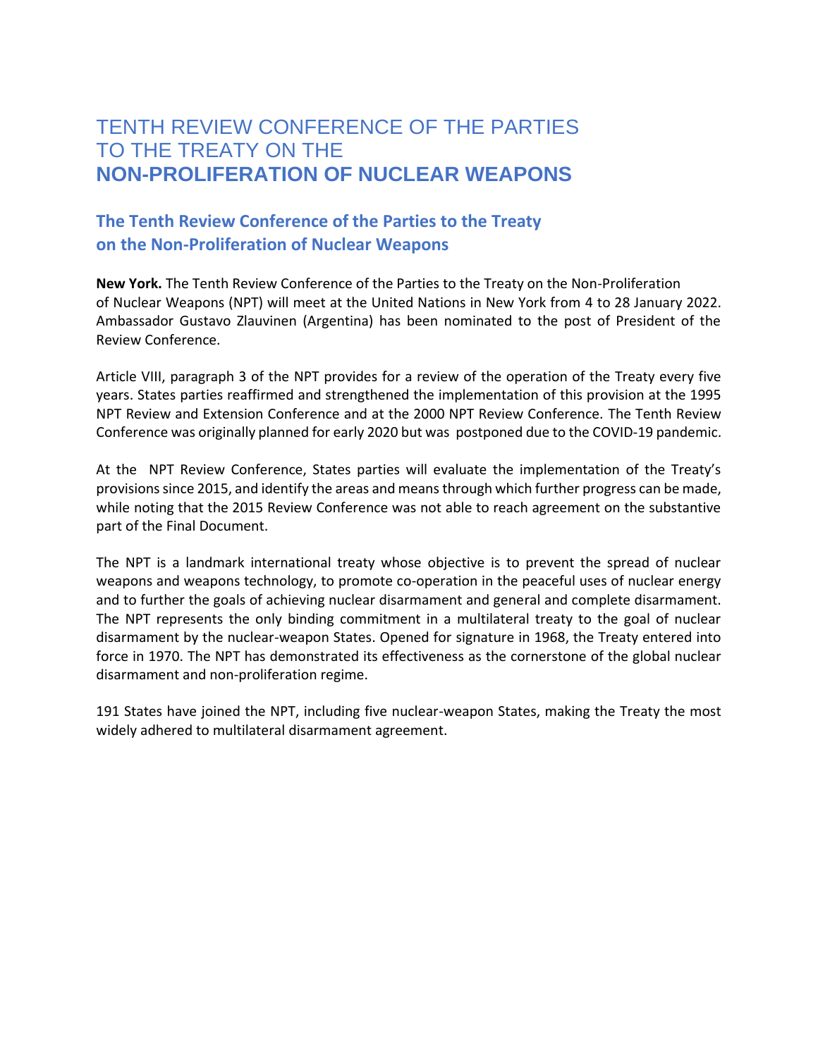# TENTH REVIEW CONFERENCE OF THE PARTIES TO THE TREATY ON THE **NON-PROLIFERATION OF NUCLEAR WEAPONS**

## The Tenth Review Conference of the Parties to the Treaty on the Non-Proliferation of Nuclear Weapons

**New York.** The Tenth Review Conference of the Parties to the Treaty on the Non-Proliferation of Nuclear Weapons (NPT) will meet at the United Nations in New York from 4 to 28 January 2022. Ambassador Gustavo Zlauvinen (Argentina) has been nominated to the post of President of the Review Conference.

Article VIII, paragraph 3 of the NPT provides for a review of the operation of the Treaty every five years. States parties reaffirmed and strengthened the implementation of this provision at the 1995 NPT Review and Extension Conference and at the 2000 NPT Review Conference. The Tenth Review Conference was originally planned for early 2020 but was postponed due to the COVID-19 pandemic.

At the NPT Review Conference, States parties will evaluate the implementation of the Treaty's provisions since 2015, and identify the areas and means through which further progress can be made, while noting that the 2015 Review Conference was not able to reach agreement on the substantive part of the Final Document.

The NPT is a landmark international treaty whose objective is to prevent the spread of nuclear weapons and weapons technology, to promote co-operation in the peaceful uses of nuclear energy and to further the goals of achieving nuclear disarmament and general and complete disarmament. The NPT represents the only binding commitment in a multilateral treaty to the goal of nuclear disarmament by the nuclear-weapon States. Opened for signature in 1968, the Treaty entered into force in 1970. The NPT has demonstrated its effectiveness as the cornerstone of the global nuclear disarmament and non-proliferation regime.

191 States have joined the NPT, including five nuclear-weapon States, making the Treaty the most widely adhered to multilateral disarmament agreement.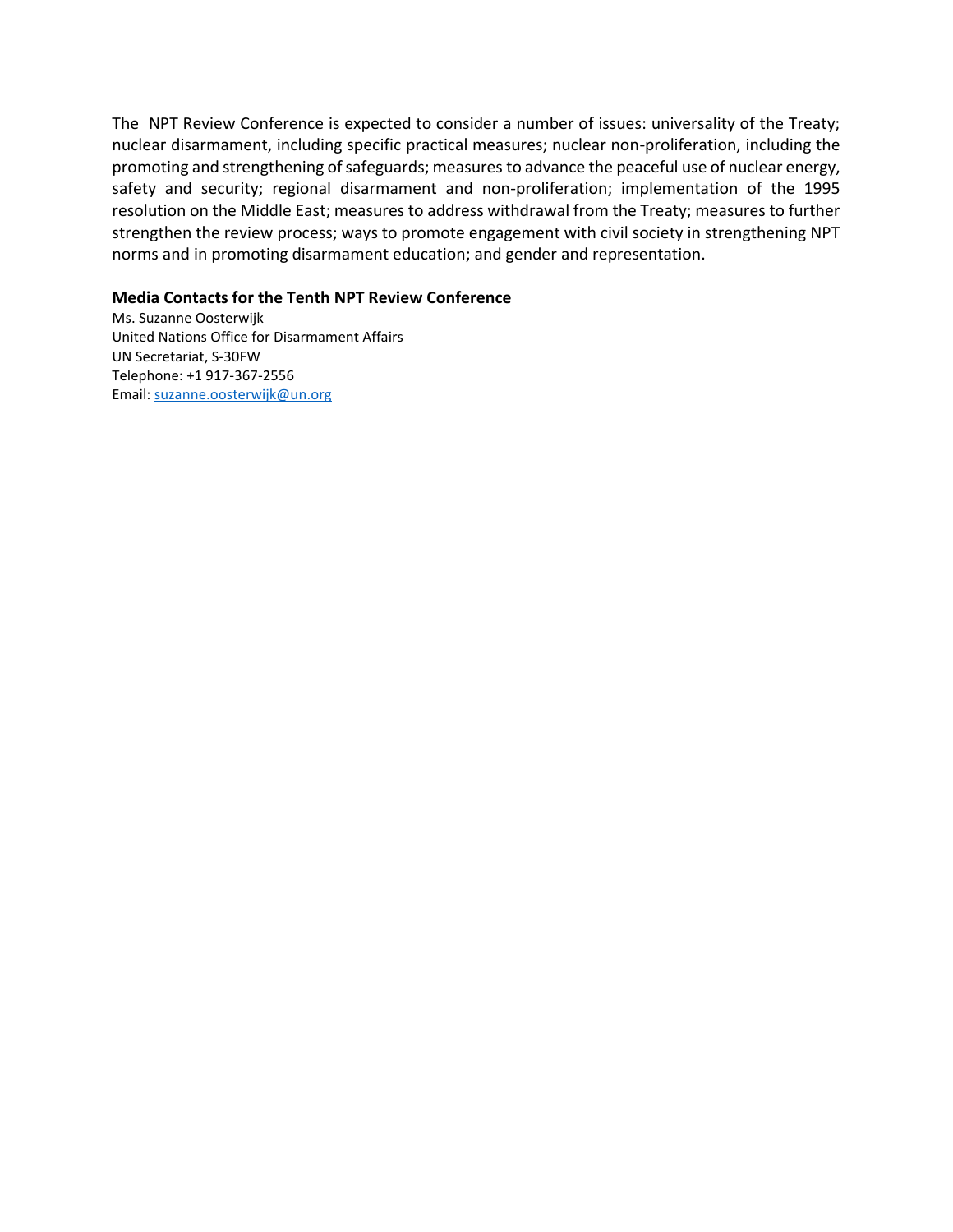The NPT Review Conference is expected to consider a number of issues: universality of the Treaty; nuclear disarmament, including specific practical measures; nuclear non-proliferation, including the promoting and strengthening of safeguards; measures to advance the peaceful use of nuclear energy, safety and security; regional disarmament and non-proliferation; implementation of the 1995 resolution on the Middle East; measures to address withdrawal from the Treaty; measures to further strengthen the review process; ways to promote engagement with civil society in strengthening NPT norms and in promoting disarmament education; and gender and representation.

**Media Contacts for the Tenth NPT Review Conference**

Ms. Suzanne Oosterwijk
United Nations Office for Disarmament Affairs
UN Secretariat, S-30FW
Telephone: +1 917-367-2556
Email: suzanne.oosterwijk@un.org